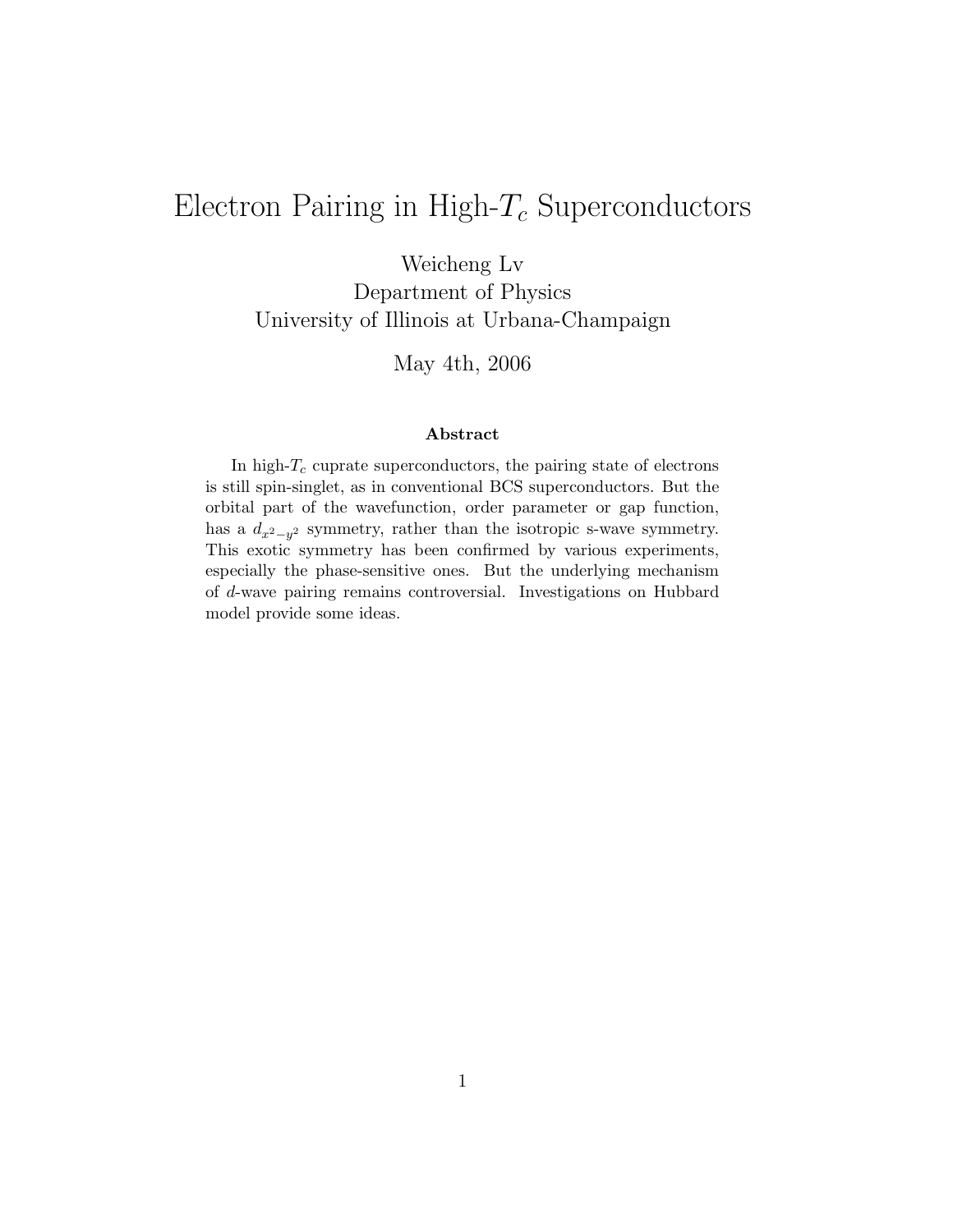# Electron Pairing in High-$T_c$ Superconductors

Weicheng Lv
Department of Physics
University of Illinois at Urbana-Champaign

May 4th, 2006

**Abstract**

In high-$T_c$ cuprate superconductors, the pairing state of electrons is still spin-singlet, as in conventional BCS superconductors. But the orbital part of the wavefunction, order parameter or gap function, has a $d_{x^2-y^2}$ symmetry, rather than the isotropic s-wave symmetry. This exotic symmetry has been confirmed by various experiments, especially the phase-sensitive ones. But the underlying mechanism of $d$-wave pairing remains controversial. Investigations on Hubbard model provide some ideas.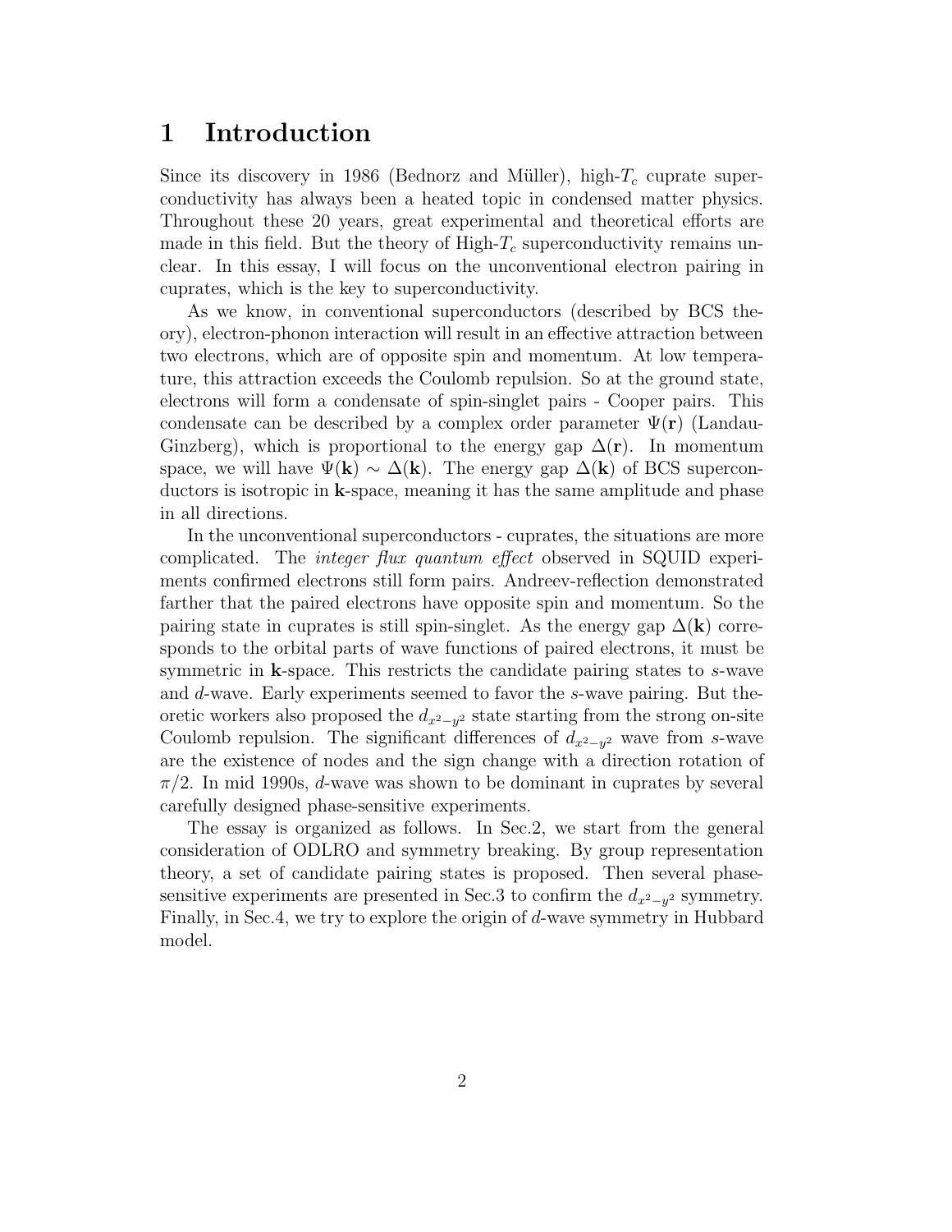# 1 Introduction

Since its discovery in 1986 (Bednorz and Müller), high-$T_c$ cuprate superconductivity has always been a heated topic in condensed matter physics. Throughout these 20 years, great experimental and theoretical efforts are made in this field. But the theory of High-$T_c$ superconductivity remains unclear. In this essay, I will focus on the unconventional electron pairing in cuprates, which is the key to superconductivity.

As we know, in conventional superconductors (described by BCS theory), electron-phonon interaction will result in an effective attraction between two electrons, which are of opposite spin and momentum. At low temperature, this attraction exceeds the Coulomb repulsion. So at the ground state, electrons will form a condensate of spin-singlet pairs - Cooper pairs. This condensate can be described by a complex order parameter $\Psi(\mathbf{r})$ (Landau-Ginzberg), which is proportional to the energy gap $\Delta(\mathbf{r})$. In momentum space, we will have $\Psi(\mathbf{k}) \sim \Delta(\mathbf{k})$. The energy gap $\Delta(\mathbf{k})$ of BCS superconductors is isotropic in $\mathbf{k}$-space, meaning it has the same amplitude and phase in all directions.

In the unconventional superconductors - cuprates, the situations are more complicated. The *integer flux quantum effect* observed in SQUID experiments confirmed electrons still form pairs. Andreev-reflection demonstrated farther that the paired electrons have opposite spin and momentum. So the pairing state in cuprates is still spin-singlet. As the energy gap $\Delta(\mathbf{k})$ corresponds to the orbital parts of wave functions of paired electrons, it must be symmetric in $\mathbf{k}$-space. This restricts the candidate pairing states to $s$-wave and $d$-wave. Early experiments seemed to favor the $s$-wave pairing. But theoretic workers also proposed the $d_{x^2-y^2}$ state starting from the strong on-site Coulomb repulsion. The significant differences of $d_{x^2-y^2}$ wave from $s$-wave are the existence of nodes and the sign change with a direction rotation of $\pi/2$. In mid 1990s, $d$-wave was shown to be dominant in cuprates by several carefully designed phase-sensitive experiments.

The essay is organized as follows. In Sec.2, we start from the general consideration of ODLRO and symmetry breaking. By group representation theory, a set of candidate pairing states is proposed. Then several phase-sensitive experiments are presented in Sec.3 to confirm the $d_{x^2-y^2}$ symmetry. Finally, in Sec.4, we try to explore the origin of $d$-wave symmetry in Hubbard model.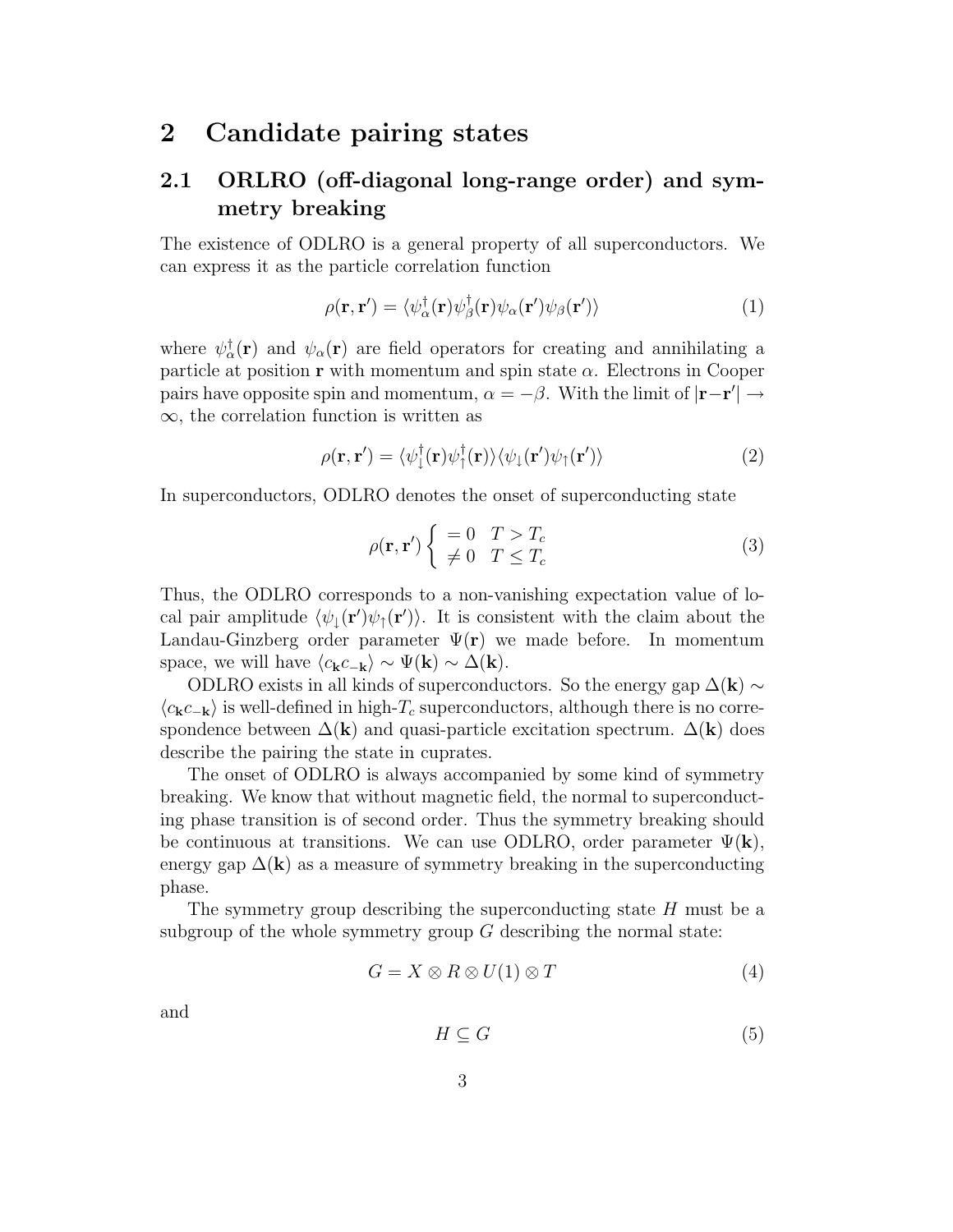# 2 Candidate pairing states

## 2.1 ORLRO (off-diagonal long-range order) and symmetry breaking

The existence of ODLRO is a general property of all superconductors. We can express it as the particle correlation function

$$\rho(\mathbf{r}, \mathbf{r}') = \langle \psi_\alpha^\dagger(\mathbf{r}) \psi_\beta^\dagger(\mathbf{r}) \psi_\alpha(\mathbf{r}') \psi_\beta(\mathbf{r}') \rangle \tag{1}$$

where $\psi_\alpha^\dagger(\mathbf{r})$ and $\psi_\alpha(\mathbf{r})$ are field operators for creating and annihilating a particle at position $\mathbf{r}$ with momentum and spin state $\alpha$. Electrons in Cooper pairs have opposite spin and momentum, $\alpha = -\beta$. With the limit of $|\mathbf{r} - \mathbf{r}'| \rightarrow \infty$, the correlation function is written as

$$\rho(\mathbf{r}, \mathbf{r}') = \langle \psi_\downarrow^\dagger(\mathbf{r}) \psi_\uparrow^\dagger(\mathbf{r}) \rangle \langle \psi_\downarrow(\mathbf{r}') \psi_\uparrow(\mathbf{r}') \rangle \tag{2}$$

In superconductors, ODLRO denotes the onset of superconducting state

$$\rho(\mathbf{r}, \mathbf{r}') \left\{ \begin{array}{ll} = 0 & T > T_c \\ \neq 0 & T \leq T_c \end{array} \right. \tag{3}$$

Thus, the ODLRO corresponds to a non-vanishing expectation value of local pair amplitude $\langle \psi_\downarrow(\mathbf{r}') \psi_\uparrow(\mathbf{r}') \rangle$. It is consistent with the claim about the Landau-Ginzberg order parameter $\Psi(\mathbf{r})$ we made before. In momentum space, we will have $\langle c_\mathbf{k} c_{-\mathbf{k}} \rangle \sim \Psi(\mathbf{k}) \sim \Delta(\mathbf{k})$.

ODLRO exists in all kinds of superconductors. So the energy gap $\Delta(\mathbf{k}) \sim \langle c_\mathbf{k} c_{-\mathbf{k}} \rangle$ is well-defined in high-$T_c$ superconductors, although there is no correspondence between $\Delta(\mathbf{k})$ and quasi-particle excitation spectrum. $\Delta(\mathbf{k})$ does describe the pairing the state in cuprates.

The onset of ODLRO is always accompanied by some kind of symmetry breaking. We know that without magnetic field, the normal to superconducting phase transition is of second order. Thus the symmetry breaking should be continuous at transitions. We can use ODLRO, order parameter $\Psi(\mathbf{k})$, energy gap $\Delta(\mathbf{k})$ as a measure of symmetry breaking in the superconducting phase.

The symmetry group describing the superconducting state $H$ must be a subgroup of the whole symmetry group $G$ describing the normal state:

$$G = X \otimes R \otimes U(1) \otimes T \tag{4}$$

and

$$H \subseteq G \tag{5}$$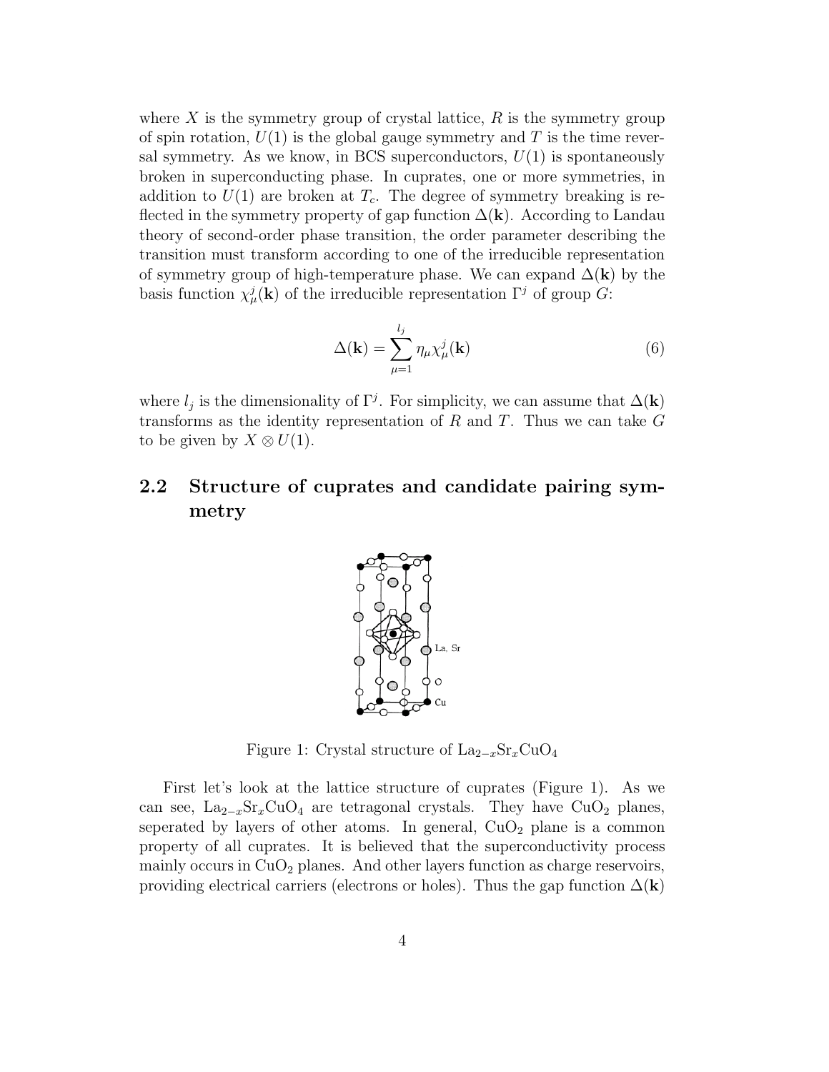where $X$ is the symmetry group of crystal lattice, $R$ is the symmetry group of spin rotation, $U(1)$ is the global gauge symmetry and $T$ is the time reversal symmetry. As we know, in BCS superconductors, $U(1)$ is spontaneously broken in superconducting phase. In cuprates, one or more symmetries, in addition to $U(1)$ are broken at $T_c$. The degree of symmetry breaking is reflected in the symmetry property of gap function $\Delta(\mathbf{k})$. According to Landau theory of second-order phase transition, the order parameter describing the transition must transform according to one of the irreducible representation of symmetry group of high-temperature phase. We can expand $\Delta(\mathbf{k})$ by the basis function $\chi^j_\mu(\mathbf{k})$ of the irreducible representation $\Gamma^j$ of group $G$:

$$\Delta(\mathbf{k}) = \sum_{\mu=1}^{l_j} \eta_\mu \chi^j_\mu(\mathbf{k}) \tag{6}$$

where $l_j$ is the dimensionality of $\Gamma^j$. For simplicity, we can assume that $\Delta(\mathbf{k})$ transforms as the identity representation of $R$ and $T$. Thus we can take $G$ to be given by $X \otimes U(1)$.

## 2.2 Structure of cuprates and candidate pairing symmetry

Figure 1: Crystal structure of $La_{2-x}Sr_xCuO_4$

First let's look at the lattice structure of cuprates (Figure 1). As we can see, $La_{2-x}Sr_xCuO_4$ are tetragonal crystals. They have $CuO_2$ planes, seperated by layers of other atoms. In general, $CuO_2$ plane is a common property of all cuprates. It is believed that the superconductivity process mainly occurs in $CuO_2$ planes. And other layers function as charge reservoirs, providing electrical carriers (electrons or holes). Thus the gap function $\Delta(\mathbf{k})$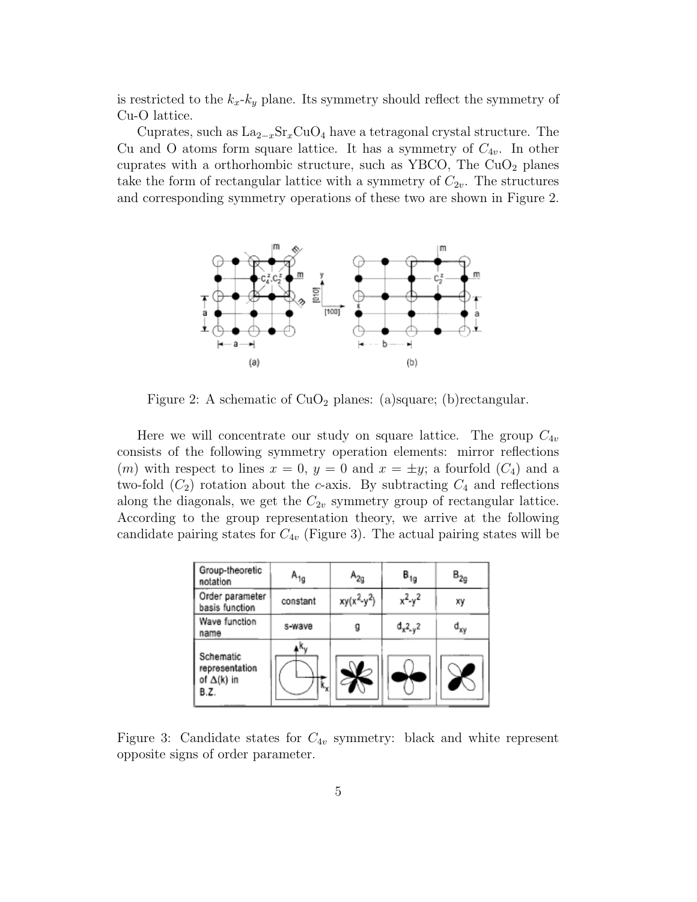is restricted to the $k_x$-$k_y$ plane. Its symmetry should reflect the symmetry of Cu-O lattice.

Cuprates, such as $La_{2-x}Sr_xCuO_4$ have a tetragonal crystal structure. The Cu and O atoms form square lattice. It has a symmetry of $C_{4v}$. In other cuprates with a orthorhombic structure, such as YBCO, The $CuO_2$ planes take the form of rectangular lattice with a symmetry of $C_{2v}$. The structures and corresponding symmetry operations of these two are shown in Figure 2.

Figure 2: A schematic of $CuO_2$ planes: (a)square; (b)rectangular.

Here we will concentrate our study on square lattice. The group $C_{4v}$ consists of the following symmetry operation elements: mirror reflections ($m$) with respect to lines $x = 0$, $y = 0$ and $x = \pm y$; a fourfold ($C_4$) and a two-fold ($C_2$) rotation about the $c$-axis. By subtracting $C_4$ and reflections along the diagonals, we get the $C_{2v}$ symmetry group of rectangular lattice. According to the group representation theory, we arrive at the following candidate pairing states for $C_{4v}$ (Figure 3). The actual pairing states will be

| Group-theoretic notation | $A_{1g}$ | $A_{2g}$ | $B_{1g}$ | $B_{2g}$ |
|---|---|---|---|---|
| Order parameter basis function | constant | $xy(x^2-y^2)$ | $x^2-y^2$ | $xy$ |
| Wave function name | s-wave | g | $d_{x^2-y^2}$ | $d_{xy}$ |
| Schematic representation of $\Delta(k)$ in B.Z. | | | | |

Figure 3: Candidate states for $C_{4v}$ symmetry: black and white represent opposite signs of order parameter.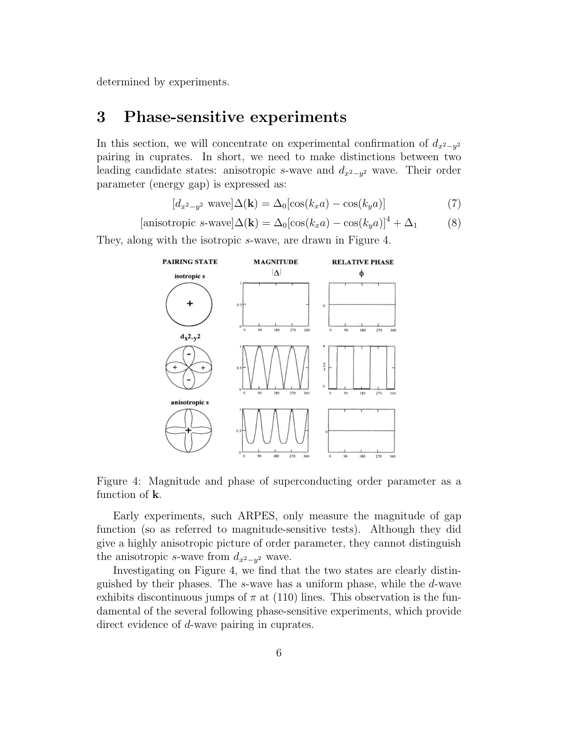determined by experiments.

# 3 Phase-sensitive experiments

In this section, we will concentrate on experimental confirmation of $d_{x^2-y^2}$ pairing in cuprates. In short, we need to make distinctions between two leading candidate states: anisotropic $s$-wave and $d_{x^2-y^2}$ wave. Their order parameter (energy gap) is expressed as:

$$[d_{x^2-y^2} \text{ wave}]\Delta(\mathbf{k}) = \Delta_0[\cos(k_x a) - \cos(k_y a)] \tag{7}$$

$$[\text{anisotropic } s\text{-wave}]\Delta(\mathbf{k}) = \Delta_0[\cos(k_x a) - \cos(k_y a)]^4 + \Delta_1 \tag{8}$$

They, along with the isotropic $s$-wave, are drawn in Figure 4.

Figure 4: Magnitude and phase of superconducting order parameter as a function of $\mathbf{k}$.

Early experiments, such ARPES, only measure the magnitude of gap function (so as referred to magnitude-sensitive tests). Although they did give a highly anisotropic picture of order parameter, they cannot distinguish the anisotropic $s$-wave from $d_{x^2-y^2}$ wave.

Investigating on Figure 4, we find that the two states are clearly distinguished by their phases. The $s$-wave has a uniform phase, while the $d$-wave exhibits discontinuous jumps of $\pi$ at (110) lines. This observation is the fundamental of the several following phase-sensitive experiments, which provide direct evidence of $d$-wave pairing in cuprates.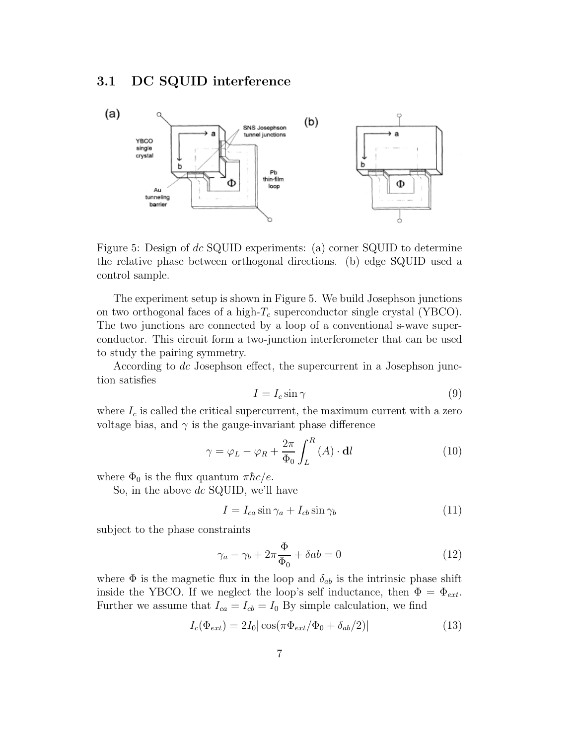### 3.1 DC SQUID interference

Figure 5: Design of *dc* SQUID experiments: (a) corner SQUID to determine the relative phase between orthogonal directions. (b) edge SQUID used a control sample.

The experiment setup is shown in Figure 5. We build Josephson junctions on two orthogonal faces of a high-$T_c$ superconductor single crystal (YBCO). The two junctions are connected by a loop of a conventional s-wave superconductor. This circuit form a two-junction interferometer that can be used to study the pairing symmetry.

According to *dc* Josephson effect, the supercurrent in a Josephson junction satisfies

$$I = I_c \sin \gamma \tag{9}$$

where $I_c$ is called the critical supercurrent, the maximum current with a zero voltage bias, and $\gamma$ is the gauge-invariant phase difference

$$\gamma = \varphi_L - \varphi_R + \frac{2\pi}{\Phi_0} \int_L^R (A) \cdot \mathbf{d}l \tag{10}$$

where $\Phi_0$ is the flux quantum $\pi\hbar c/e$.

So, in the above *dc* SQUID, we'll have

$$I = I_{ca} \sin \gamma_a + I_{cb} \sin \gamma_b \tag{11}$$

subject to the phase constraints

$$\gamma_a - \gamma_b + 2\pi \frac{\Phi}{\Phi_0} + \delta ab = 0 \tag{12}$$

where $\Phi$ is the magnetic flux in the loop and $\delta_{ab}$ is the intrinsic phase shift inside the YBCO. If we neglect the loop's self inductance, then $\Phi = \Phi_{ext}$. Further we assume that $I_{ca} = I_{cb} = I_0$ By simple calculation, we find

$$I_c(\Phi_{ext}) = 2I_0 |\cos(\pi\Phi_{ext}/\Phi_0 + \delta_{ab}/2)| \tag{13}$$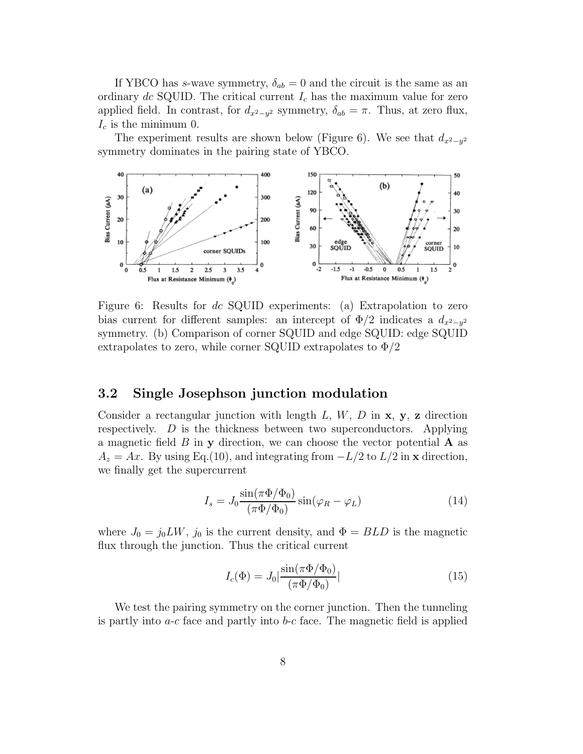If YBCO has $s$-wave symmetry, $\delta_{ab} = 0$ and the circuit is the same as an ordinary *dc* SQUID. The critical current $I_c$ has the maximum value for zero applied field. In contrast, for $d_{x^2-y^2}$ symmetry, $\delta_{ab} = \pi$. Thus, at zero flux, $I_c$ is the minimum 0.

The experiment results are shown below (Figure 6). We see that $d_{x^2-y^2}$ symmetry dominates in the pairing state of YBCO.

Figure 6: Results for *dc* SQUID experiments: (a) Extrapolation to zero bias current for different samples: an intercept of $\Phi/2$ indicates a $d_{x^2-y^2}$ symmetry. (b) Comparison of corner SQUID and edge SQUID: edge SQUID extrapolates to zero, while corner SQUID extrapolates to $\Phi/2$

## 3.2 Single Josephson junction modulation

Consider a rectangular junction with length $L$, $W$, $D$ in $\mathbf{x}$, $\mathbf{y}$, $\mathbf{z}$ direction respectively. $D$ is the thickness between two superconductors. Applying a magnetic field $B$ in $\mathbf{y}$ direction, we can choose the vector potential $\mathbf{A}$ as $A_z = Ax$. By using Eq.(10), and integrating from $-L/2$ to $L/2$ in $\mathbf{x}$ direction, we finally get the supercurrent

$$I_s = J_0 \frac{\sin(\pi\Phi/\Phi_0)}{(\pi\Phi/\Phi_0)} \sin(\varphi_R - \varphi_L) \tag{14}$$

where $J_0 = j_0 LW$, $j_0$ is the current density, and $\Phi = BLD$ is the magnetic flux through the junction. Thus the critical current

$$I_c(\Phi) = J_0 \left| \frac{\sin(\pi\Phi/\Phi_0)}{(\pi\Phi/\Phi_0)} \right| \tag{15}$$

We test the pairing symmetry on the corner junction. Then the tunneling is partly into $a$-$c$ face and partly into $b$-$c$ face. The magnetic field is applied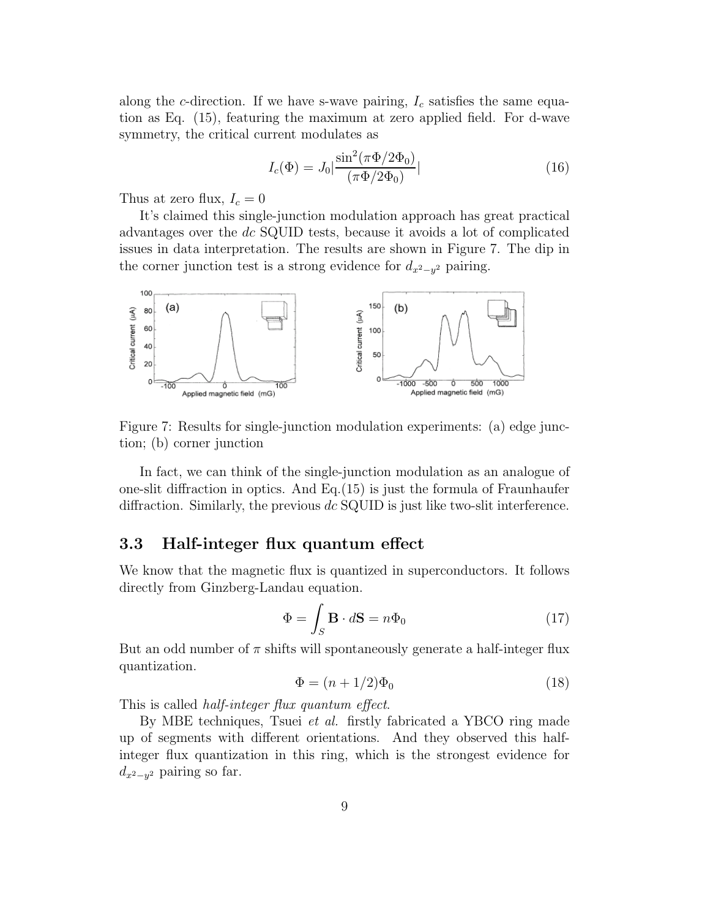along the $c$-direction. If we have s-wave pairing, $I_c$ satisfies the same equation as Eq. (15), featuring the maximum at zero applied field. For d-wave symmetry, the critical current modulates as

$$I_c(\Phi) = J_0 \left| \frac{\sin^2(\pi\Phi/2\Phi_0)}{(\pi\Phi/2\Phi_0)} \right| \tag{16}$$

Thus at zero flux, $I_c = 0$

It's claimed this single-junction modulation approach has great practical advantages over the *dc* SQUID tests, because it avoids a lot of complicated issues in data interpretation. The results are shown in Figure 7. The dip in the corner junction test is a strong evidence for $d_{x^2-y^2}$ pairing.

Figure 7: Results for single-junction modulation experiments: (a) edge junction; (b) corner junction

In fact, we can think of the single-junction modulation as an analogue of one-slit diffraction in optics. And Eq.(15) is just the formula of Fraunhaufer diffraction. Similarly, the previous *dc* SQUID is just like two-slit interference.

### 3.3 Half-integer flux quantum effect

We know that the magnetic flux is quantized in superconductors. It follows directly from Ginzberg-Landau equation.

$$\Phi = \int_S \mathbf{B} \cdot d\mathbf{S} = n\Phi_0 \tag{17}$$

But an odd number of $\pi$ shifts will spontaneously generate a half-integer flux quantization.

$$\Phi = (n + 1/2)\Phi_0 \tag{18}$$

This is called *half-integer flux quantum effect*.

By MBE techniques, Tsuei *et al.* firstly fabricated a YBCO ring made up of segments with different orientations. And they observed this half-integer flux quantization in this ring, which is the strongest evidence for $d_{x^2-y^2}$ pairing so far.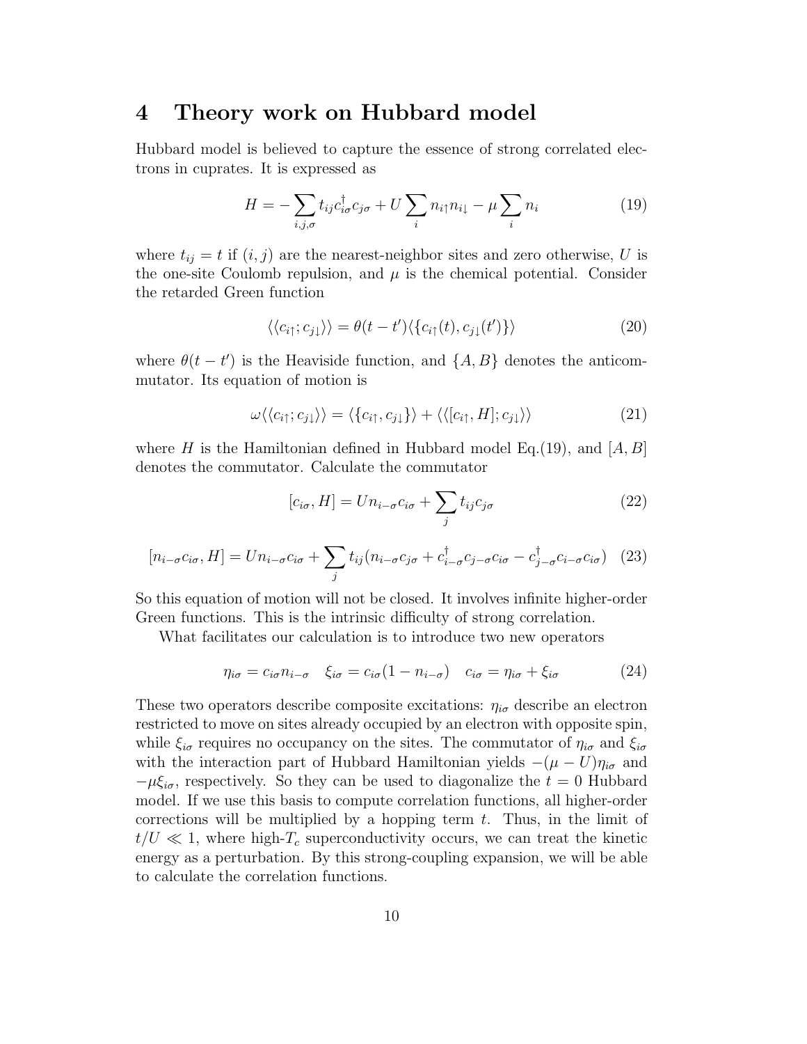## 4 Theory work on Hubbard model

Hubbard model is believed to capture the essence of strong correlated electrons in cuprates. It is expressed as

$$H = -\sum_{i,j,\sigma} t_{ij} c_{i\sigma}^{\dagger} c_{j\sigma} + U \sum_i n_{i\uparrow} n_{i\downarrow} - \mu \sum_i n_i \tag{19}$$

where $t_{ij} = t$ if $(i, j)$ are the nearest-neighbor sites and zero otherwise, $U$ is the one-site Coulomb repulsion, and $\mu$ is the chemical potential. Consider the retarded Green function

$$\langle\langle c_{i\uparrow}; c_{j\downarrow} \rangle\rangle = \theta(t - t') \langle \{ c_{i\uparrow}(t), c_{j\downarrow}(t') \} \rangle \tag{20}$$

where $\theta(t - t')$ is the Heaviside function, and $\{A, B\}$ denotes the anticommutator. Its equation of motion is

$$\omega \langle\langle c_{i\uparrow}; c_{j\downarrow} \rangle\rangle = \langle \{ c_{i\uparrow}, c_{j\downarrow} \} \rangle + \langle\langle [c_{i\uparrow}, H]; c_{j\downarrow} \rangle\rangle \tag{21}$$

where $H$ is the Hamiltonian defined in Hubbard model Eq.(19), and $[A, B]$ denotes the commutator. Calculate the commutator

$$[c_{i\sigma}, H] = U n_{i-\sigma} c_{i\sigma} + \sum_j t_{ij} c_{j\sigma} \tag{22}$$

$$[n_{i-\sigma} c_{i\sigma}, H] = U n_{i-\sigma} c_{i\sigma} + \sum_j t_{ij} (n_{i-\sigma} c_{j\sigma} + c_{i-\sigma}^{\dagger} c_{j-\sigma} c_{i\sigma} - c_{j-\sigma}^{\dagger} c_{i-\sigma} c_{i\sigma}) \tag{23}$$

So this equation of motion will not be closed. It involves infinite higher-order Green functions. This is the intrinsic difficulty of strong correlation.

What facilitates our calculation is to introduce two new operators

$$\eta_{i\sigma} = c_{i\sigma} n_{i-\sigma} \quad \xi_{i\sigma} = c_{i\sigma}(1 - n_{i-\sigma}) \quad c_{i\sigma} = \eta_{i\sigma} + \xi_{i\sigma} \tag{24}$$

These two operators describe composite excitations: $\eta_{i\sigma}$ describe an electron restricted to move on sites already occupied by an electron with opposite spin, while $\xi_{i\sigma}$ requires no occupancy on the sites. The commutator of $\eta_{i\sigma}$ and $\xi_{i\sigma}$ with the interaction part of Hubbard Hamiltonian yields $-(\mu - U)\eta_{i\sigma}$ and $-\mu\xi_{i\sigma}$, respectively. So they can be used to diagonalize the $t = 0$ Hubbard model. If we use this basis to compute correlation functions, all higher-order corrections will be multiplied by a hopping term $t$. Thus, in the limit of $t/U \ll 1$, where high-$T_c$ superconductivity occurs, we can treat the kinetic energy as a perturbation. By this strong-coupling expansion, we will be able to calculate the correlation functions.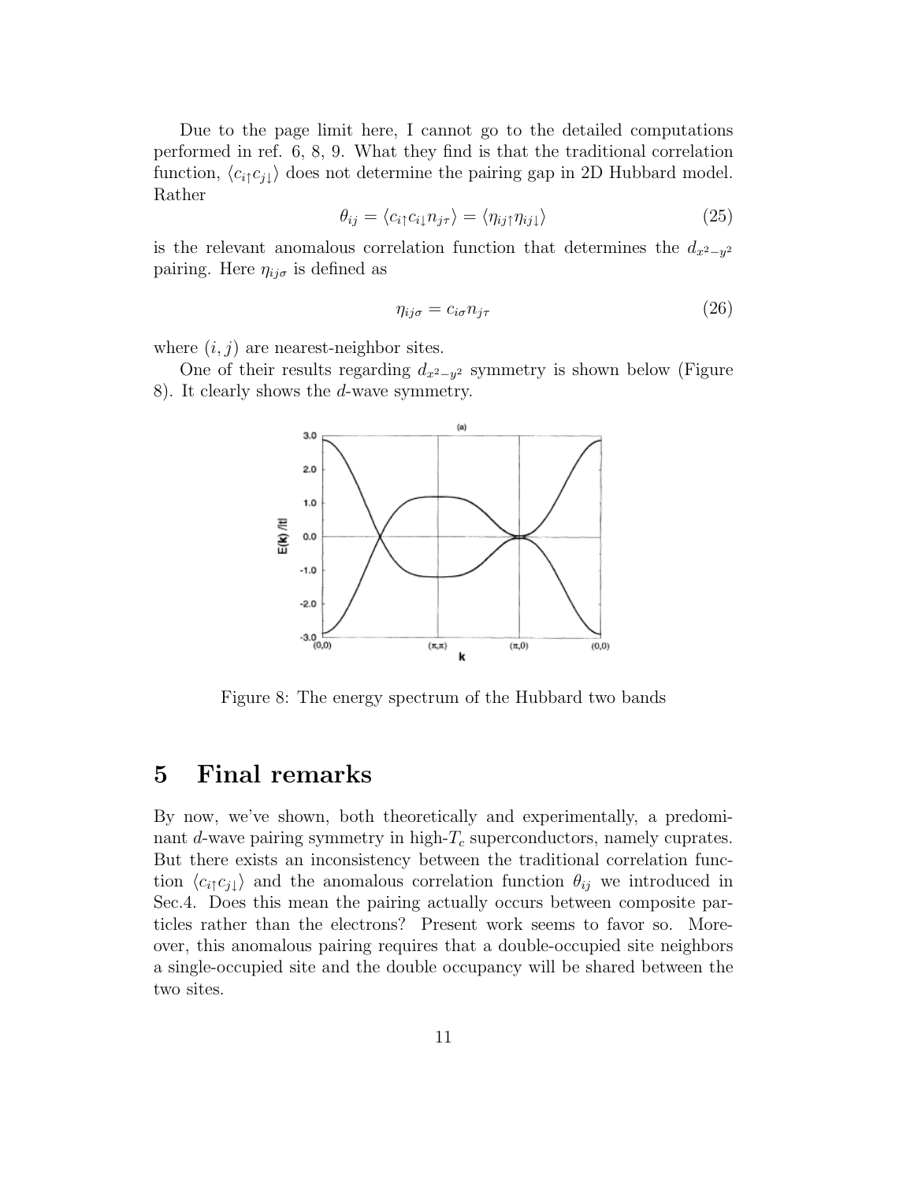Due to the page limit here, I cannot go to the detailed computations performed in ref. 6, 8, 9. What they find is that the traditional correlation function, $\langle c_{i\uparrow} c_{j\downarrow} \rangle$ does not determine the pairing gap in 2D Hubbard model. Rather

$$\theta_{ij} = \langle c_{i\uparrow} c_{i\downarrow} n_{j\tau} \rangle = \langle \eta_{ij\uparrow} \eta_{ij\downarrow} \rangle \tag{25}$$

is the relevant anomalous correlation function that determines the $d_{x^2-y^2}$ pairing. Here $\eta_{ij\sigma}$ is defined as

$$\eta_{ij\sigma} = c_{i\sigma} n_{j\tau} \tag{26}$$

where $(i, j)$ are nearest-neighbor sites.

One of their results regarding $d_{x^2-y^2}$ symmetry is shown below (Figure 8). It clearly shows the $d$-wave symmetry.

Figure 8: The energy spectrum of the Hubbard two bands

# 5 Final remarks

By now, we've shown, both theoretically and experimentally, a predominant $d$-wave pairing symmetry in high-$T_c$ superconductors, namely cuprates. But there exists an inconsistency between the traditional correlation function $\langle c_{i\uparrow} c_{j\downarrow} \rangle$ and the anomalous correlation function $\theta_{ij}$ we introduced in Sec.4. Does this mean the pairing actually occurs between composite particles rather than the electrons? Present work seems to favor so. Moreover, this anomalous pairing requires that a double-occupied site neighbors a single-occupied site and the double occupancy will be shared between the two sites.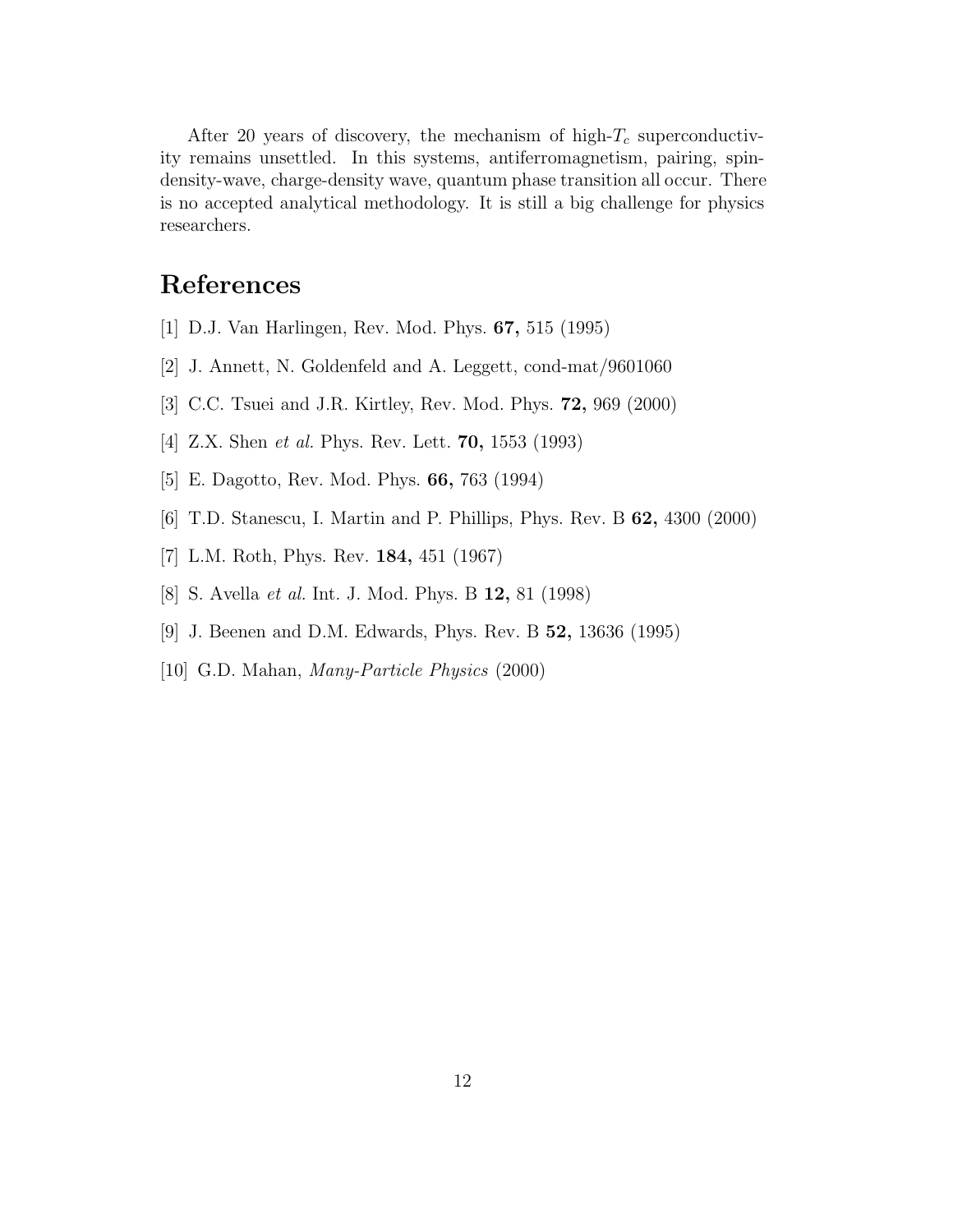After 20 years of discovery, the mechanism of high-$T_c$ superconductivity remains unsettled. In this systems, antiferromagnetism, pairing, spin-density-wave, charge-density wave, quantum phase transition all occur. There is no accepted analytical methodology. It is still a big challenge for physics researchers.

# References

[1] D.J. Van Harlingen, Rev. Mod. Phys. **67,** 515 (1995)

[2] J. Annett, N. Goldenfeld and A. Leggett, cond-mat/9601060

[3] C.C. Tsuei and J.R. Kirtley, Rev. Mod. Phys. **72,** 969 (2000)

[4] Z.X. Shen *et al.* Phys. Rev. Lett. **70,** 1553 (1993)

[5] E. Dagotto, Rev. Mod. Phys. **66,** 763 (1994)

[6] T.D. Stanescu, I. Martin and P. Phillips, Phys. Rev. B **62,** 4300 (2000)

[7] L.M. Roth, Phys. Rev. **184,** 451 (1967)

[8] S. Avella *et al.* Int. J. Mod. Phys. B **12,** 81 (1998)

[9] J. Beenen and D.M. Edwards, Phys. Rev. B **52,** 13636 (1995)

[10] G.D. Mahan, *Many-Particle Physics* (2000)